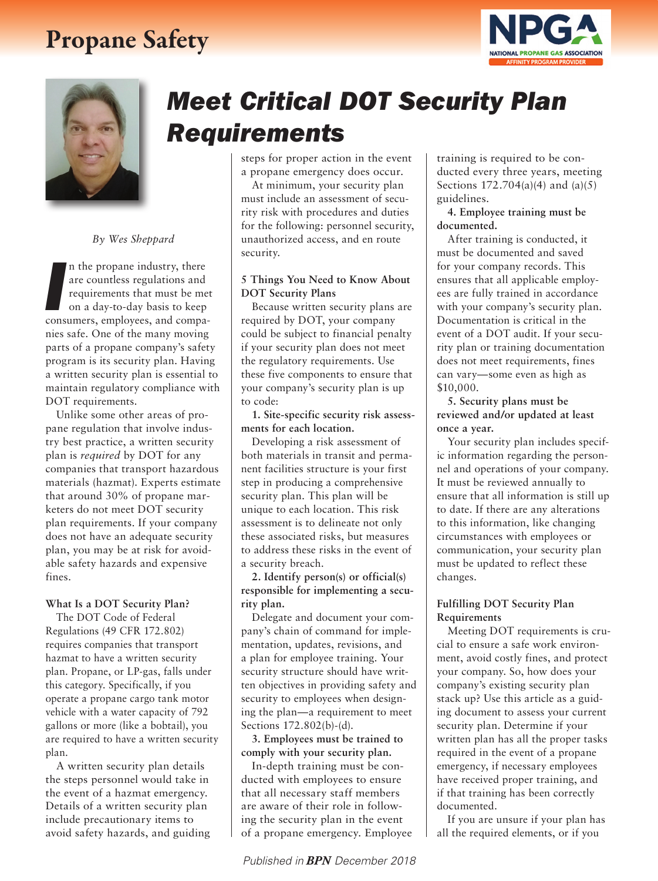# Propane Safety

# Meet Critical DOT Security Plan Requirements

*By Wes Sheppard*

In the propane industry, there are countless regulations and requirements that must be met on a day-to-day basis to keep consumers, employees, and companies safe. One of the many moving parts of a propane company's safety program is its security plan. Having a written security plan is essential to maintain regulatory compliance with DOT requirements.

Unlike some other areas of propane regulation that involve industry best practice, a written security plan is *required* by DOT for any companies that transport hazardous materials (hazmat). Experts estimate that around 30% of propane marketers do not meet DOT security plan requirements. If your company does not have an adequate security plan, you may be at risk for avoidable safety hazards and expensive fines.

**What Is a DOT Security Plan?**

The DOT Code of Federal Regulations (49 CFR 172.802) requires companies that transport hazmat to have a written security plan. Propane, or LP-gas, falls under this category. Specifically, if you operate a propane cargo tank motor vehicle with a water capacity of 792 gallons or more (like a bobtail), you are required to have a written security plan.

A written security plan details the steps personnel would take in the event of a hazmat emergency. Details of a written security plan include precautionary items to avoid safety hazards, and guiding steps for proper action in the event a propane emergency does occur.

At minimum, your security plan must include an assessment of security risk with procedures and duties for the following: personnel security, unauthorized access, and en route security.

**5 Things You Need to Know About DOT Security Plans**

Because written security plans are required by DOT, your company could be subject to financial penalty if your security plan does not meet the regulatory requirements. Use these five components to ensure that your company's security plan is up to code:

**1. Site-specific security risk assessments for each location.**

Developing a risk assessment of both materials in transit and permanent facilities structure is your first step in producing a comprehensive security plan. This plan will be unique to each location. This risk assessment is to delineate not only these associated risks, but measures to address these risks in the event of a security breach.

**2. Identify person(s) or official(s) responsible for implementing a security plan.**

Delegate and document your company's chain of command for implementation, updates, revisions, and a plan for employee training. Your security structure should have written objectives in providing safety and security to employees when designing the plan—a requirement to meet Sections 172.802(b)-(d).

**3. Employees must be trained to comply with your security plan.**

In-depth training must be conducted with employees to ensure that all necessary staff members are aware of their role in following the security plan in the event of a propane emergency. Employee training is required to be conducted every three years, meeting Sections 172.704(a)(4) and (a)(5) guidelines.

**4. Employee training must be documented.**

After training is conducted, it must be documented and saved for your company records. This ensures that all applicable employees are fully trained in accordance with your company's security plan. Documentation is critical in the event of a DOT audit. If your security plan or training documentation does not meet requirements, fines can vary—some even as high as \$10,000.

**5. Security plans must be reviewed and/or updated at least once a year.**

Your security plan includes specific information regarding the personnel and operations of your company. It must be reviewed annually to ensure that all information is still up to date. If there are any alterations to this information, like changing circumstances with employees or communication, your security plan must be updated to reflect these changes.

**Fulfilling DOT Security Plan Requirements**

Meeting DOT requirements is crucial to ensure a safe work environment, avoid costly fines, and protect your company. So, how does your company's existing security plan stack up? Use this article as a guiding document to assess your current security plan. Determine if your written plan has all the proper tasks required in the event of a propane emergency, if necessary employees have received proper training, and if that training has been correctly documented.

If you are unsure if your plan has all the required elements, or if you

*Published in **BPN** December 2018*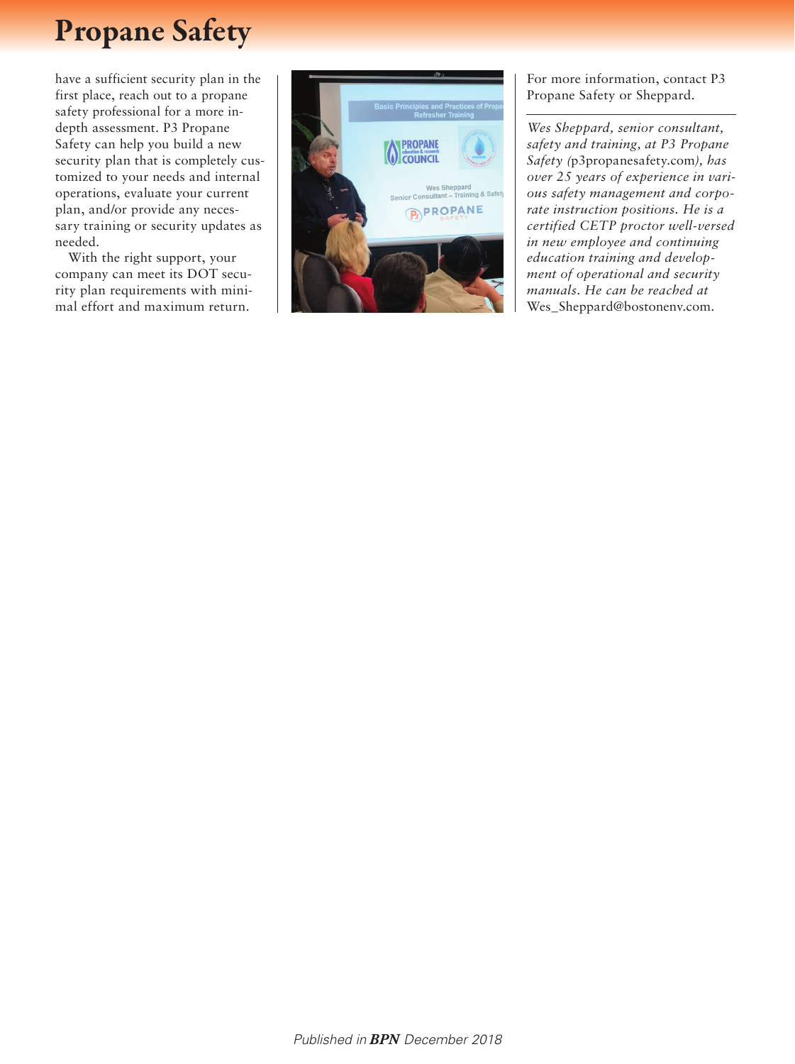have a sufficient security plan in the first place, reach out to a propane safety professional for a more in-depth assessment. P3 Propane Safety can help you build a new security plan that is completely customized to your needs and internal operations, evaluate your current plan, and/or provide any necessary training or security updates as needed.

With the right support, your company can meet its DOT security plan requirements with minimal effort and maximum return.

For more information, contact P3 Propane Safety or Sheppard.

---

*Wes Sheppard, senior consultant, safety and training, at P3 Propane Safety (*p3propanesafety.com*), has over 25 years of experience in various safety management and corporate instruction positions. He is a certified CETP proctor well-versed in new employee and continuing education training and development of operational and security manuals. He can be reached at* Wes_Sheppard@bostonenv.com.

Published in **BPN** December 2018